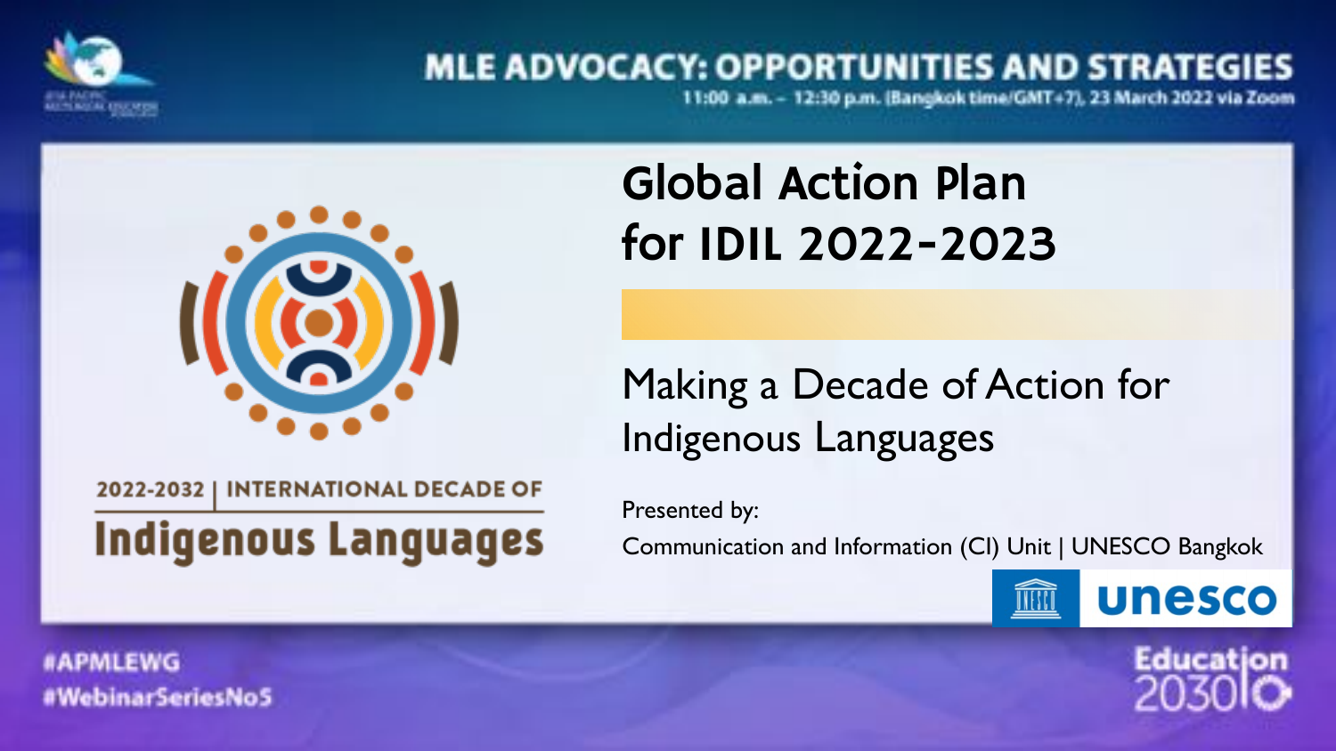# MLE ADVOCACY: OPPORTUNITIES AND STRATEGIES

11:00 a.m. – 12:30 p.m. (Bangkok time/GMT+7), 23 March 2022 via Zoom

2022-2032 | INTERNATIONAL DECADE OF

**Indigenous Languages**

# Global Action Plan for IDIL 2022-2023

## Making a Decade of Action for Indigenous Languages

Presented by:

Communication and Information (CI) Unit | UNESCO Bangkok

unesco

Education 2030

#APMLEWG
#WebinarSeriesNo5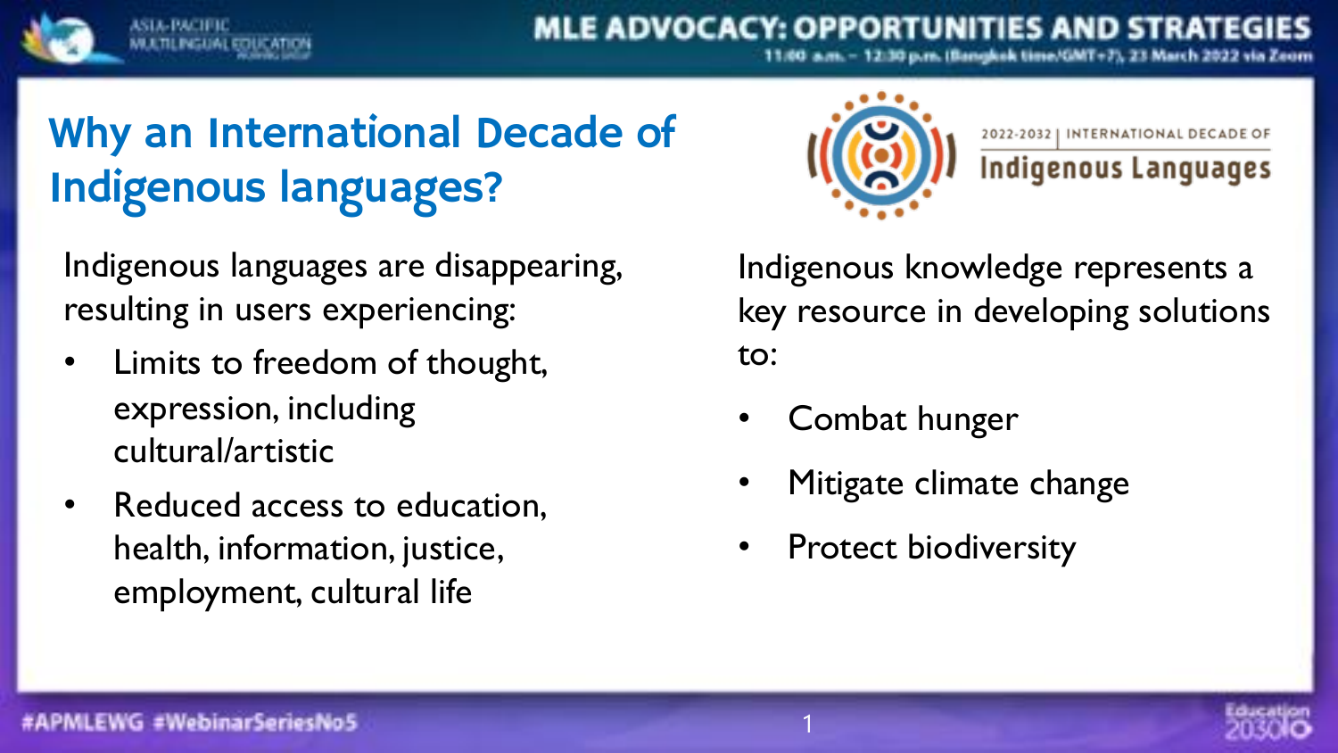## Why an International Decade of Indigenous languages?

2022-2032 | INTERNATIONAL DECADE OF
Indigenous Languages

Indigenous languages are disappearing, resulting in users experiencing:

- Limits to freedom of thought, expression, including cultural/artistic
- Reduced access to education, health, information, justice, employment, cultural life

Indigenous knowledge represents a key resource in developing solutions to:

- Combat hunger
- Mitigate climate change
- Protect biodiversity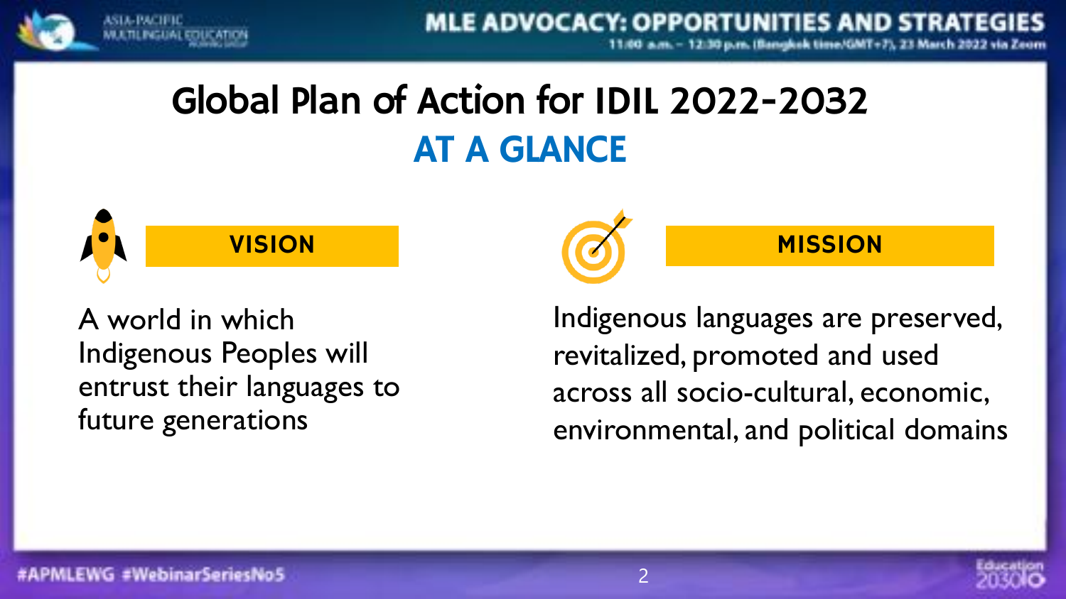# Global Plan of Action for IDIL 2022-2032

## AT A GLANCE

**VISION**

A world in which Indigenous Peoples will entrust their languages to future generations

**MISSION**

Indigenous languages are preserved, revitalized, promoted and used across all socio-cultural, economic, environmental, and political domains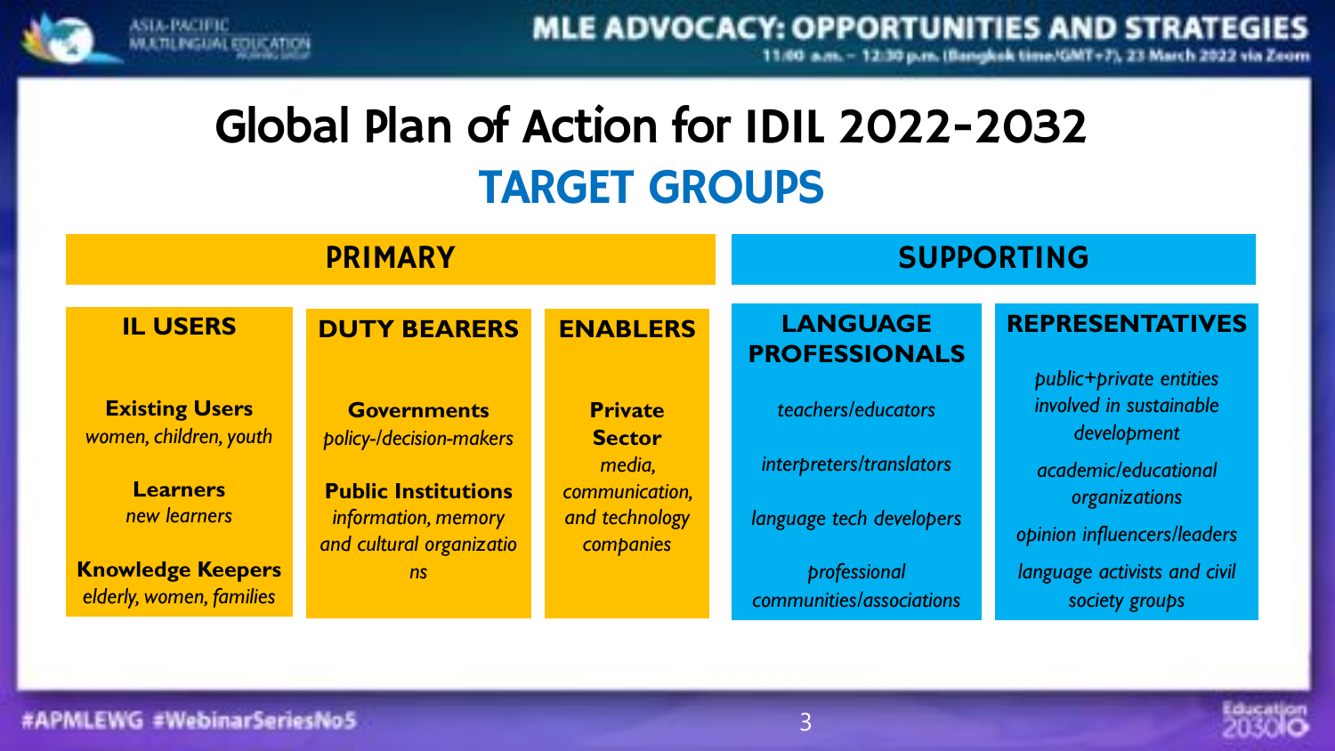# Global Plan of Action for IDIL 2022-2032

## TARGET GROUPS

### PRIMARY

#### IL USERS

**Existing Users**
*women, children, youth*

**Learners**
*new learners*

**Knowledge Keepers**
*elderly, women, families*

#### DUTY BEARERS

**Governments**
*policy-/decision-makers*

**Public Institutions**
*information, memory and cultural organizations*

#### ENABLERS

**Private Sector**
*media, communication, and technology companies*

### SUPPORTING

#### LANGUAGE PROFESSIONALS

*teachers/educators*

*interpreters/translators*

*language tech developers*

*professional communities/associations*

#### REPRESENTATIVES

*public+private entities involved in sustainable development*

*academic/educational organizations*

*opinion influencers/leaders*

*language activists and civil society groups*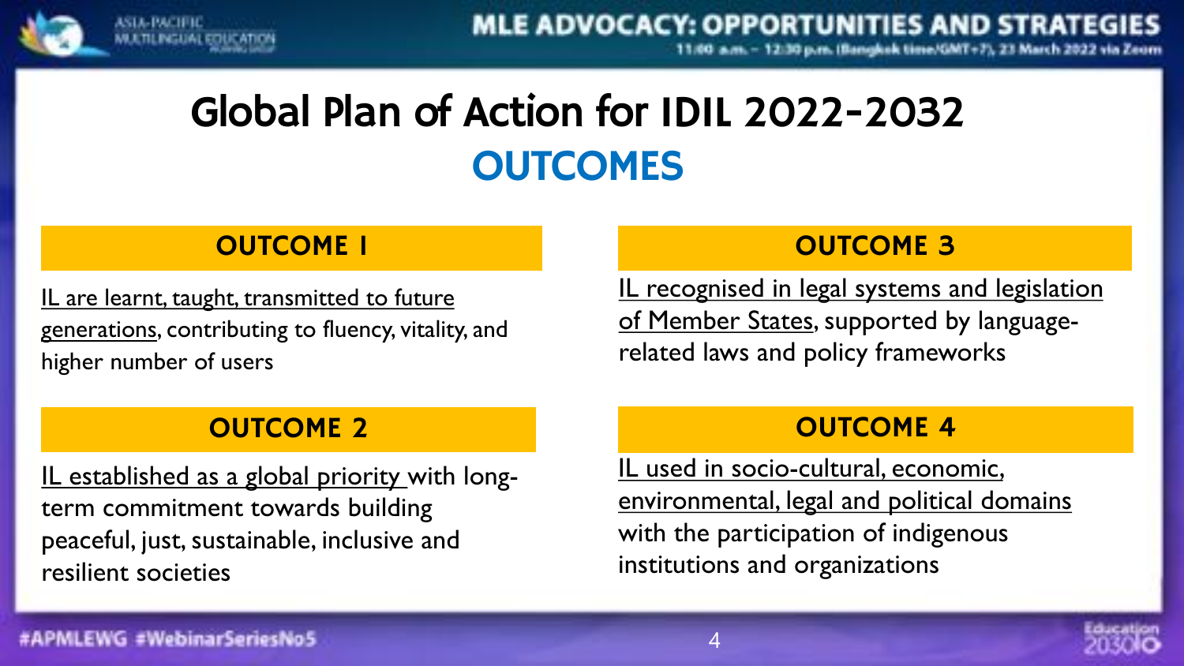# Global Plan of Action for IDIL 2022-2032

## OUTCOMES

### OUTCOME 1

IL are learnt, taught, transmitted to future generations, contributing to fluency, vitality, and higher number of users

### OUTCOME 2

IL established as a global priority with long-term commitment towards building peaceful, just, sustainable, inclusive and resilient societies

### OUTCOME 3

IL recognised in legal systems and legislation of Member States, supported by language-related laws and policy frameworks

### OUTCOME 4

IL used in socio-cultural, economic, environmental, legal and political domains with the participation of indigenous institutions and organizations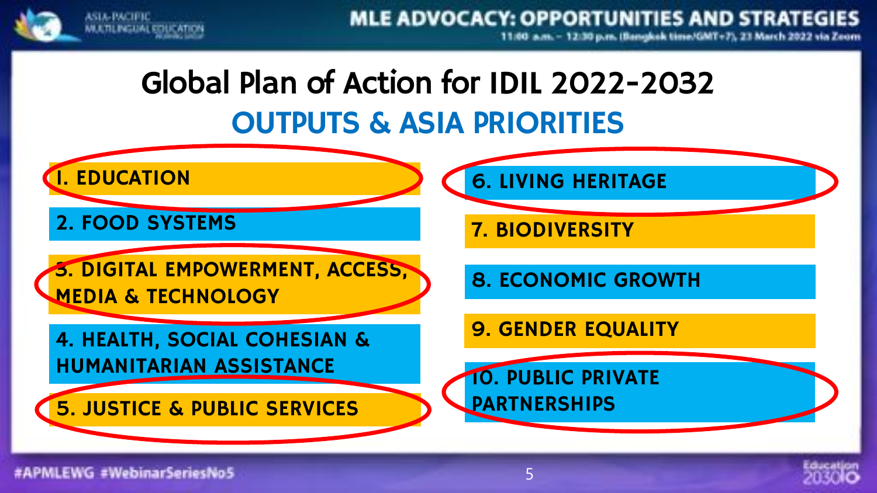# Global Plan of Action for IDIL 2022-2032

## OUTPUTS & ASIA PRIORITIES

1. EDUCATION
2. FOOD SYSTEMS
3. DIGITAL EMPOWERMENT, ACCESS, MEDIA & TECHNOLOGY
4. HEALTH, SOCIAL COHESIAN & HUMANITARIAN ASSISTANCE
5. JUSTICE & PUBLIC SERVICES
6. LIVING HERITAGE
7. BIODIVERSITY
8. ECONOMIC GROWTH
9. GENDER EQUALITY
10. PUBLIC PRIVATE PARTNERSHIPS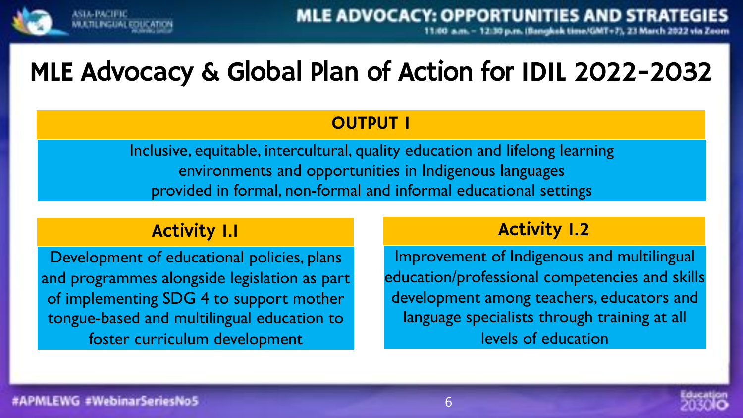# MLE Advocacy & Global Plan of Action for IDIL 2022-2032

## OUTPUT 1

Inclusive, equitable, intercultural, quality education and lifelong learning environments and opportunities in Indigenous languages provided in formal, non-formal and informal educational settings

### Activity 1.1

Development of educational policies, plans and programmes alongside legislation as part of implementing SDG 4 to support mother tongue-based and multilingual education to foster curriculum development

### Activity 1.2

Improvement of Indigenous and multilingual education/professional competencies and skills development among teachers, educators and language specialists through training at all levels of education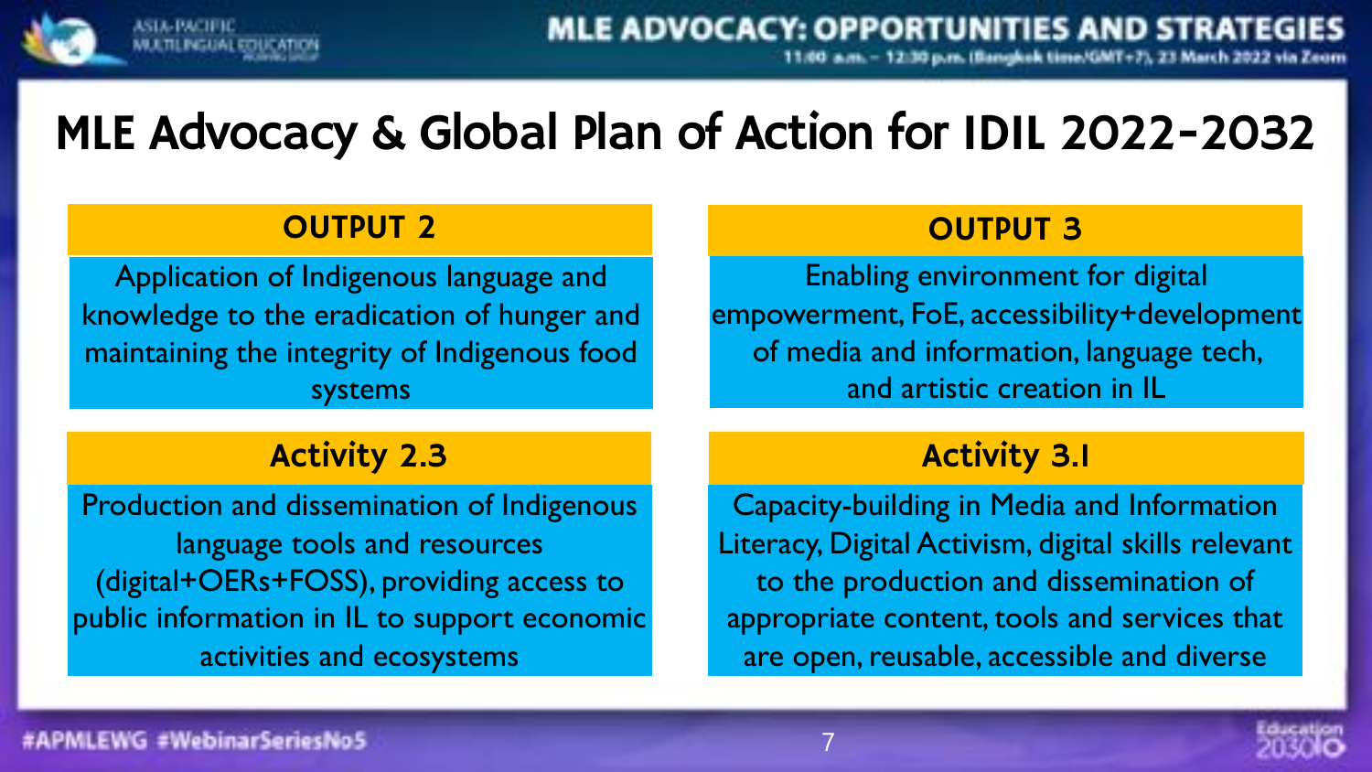# MLE Advocacy & Global Plan of Action for IDIL 2022-2032

## OUTPUT 2

Application of Indigenous language and knowledge to the eradication of hunger and maintaining the integrity of Indigenous food systems

## Activity 2.3

Production and dissemination of Indigenous language tools and resources (digital+OERs+FOSS), providing access to public information in IL to support economic activities and ecosystems

## OUTPUT 3

Enabling environment for digital empowerment, FoE, accessibility+development of media and information, language tech, and artistic creation in IL

## Activity 3.1

Capacity-building in Media and Information Literacy, Digital Activism, digital skills relevant to the production and dissemination of appropriate content, tools and services that are open, reusable, accessible and diverse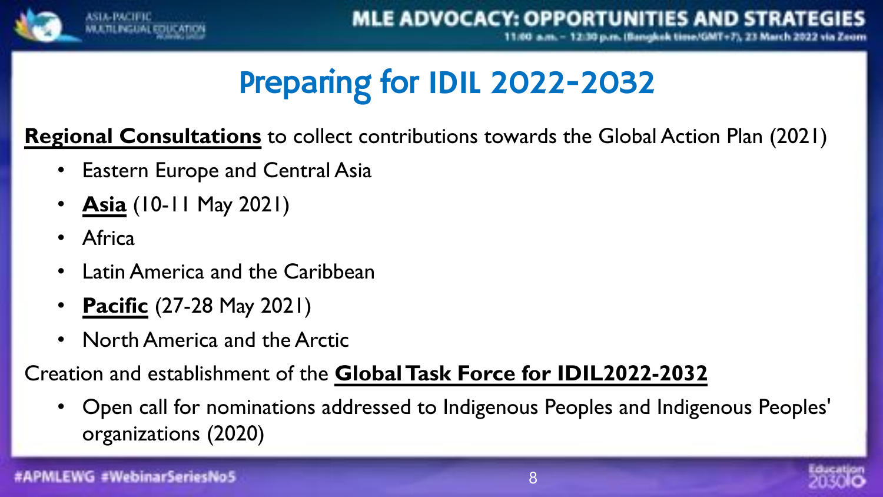# Preparing for IDIL 2022-2032

**Regional Consultations** to collect contributions towards the Global Action Plan (2021)

- Eastern Europe and Central Asia
- **Asia** (10-11 May 2021)
- Africa
- Latin America and the Caribbean
- **Pacific** (27-28 May 2021)
- North America and the Arctic

Creation and establishment of the **Global Task Force for IDIL2022-2032**

- Open call for nominations addressed to Indigenous Peoples and Indigenous Peoples' organizations (2020)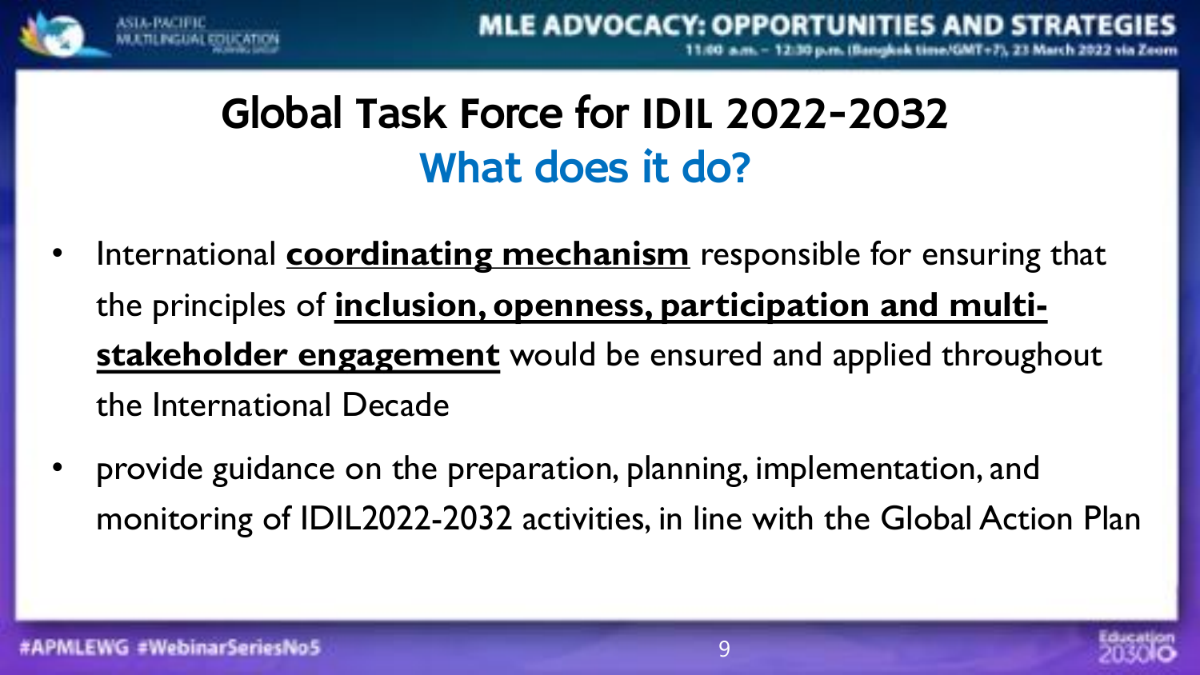# Global Task Force for IDIL 2022-2032

## What does it do?

- International **coordinating mechanism** responsible for ensuring that the principles of **inclusion, openness, participation and multi-stakeholder engagement** would be ensured and applied throughout the International Decade
- provide guidance on the preparation, planning, implementation, and monitoring of IDIL2022-2032 activities, in line with the Global Action Plan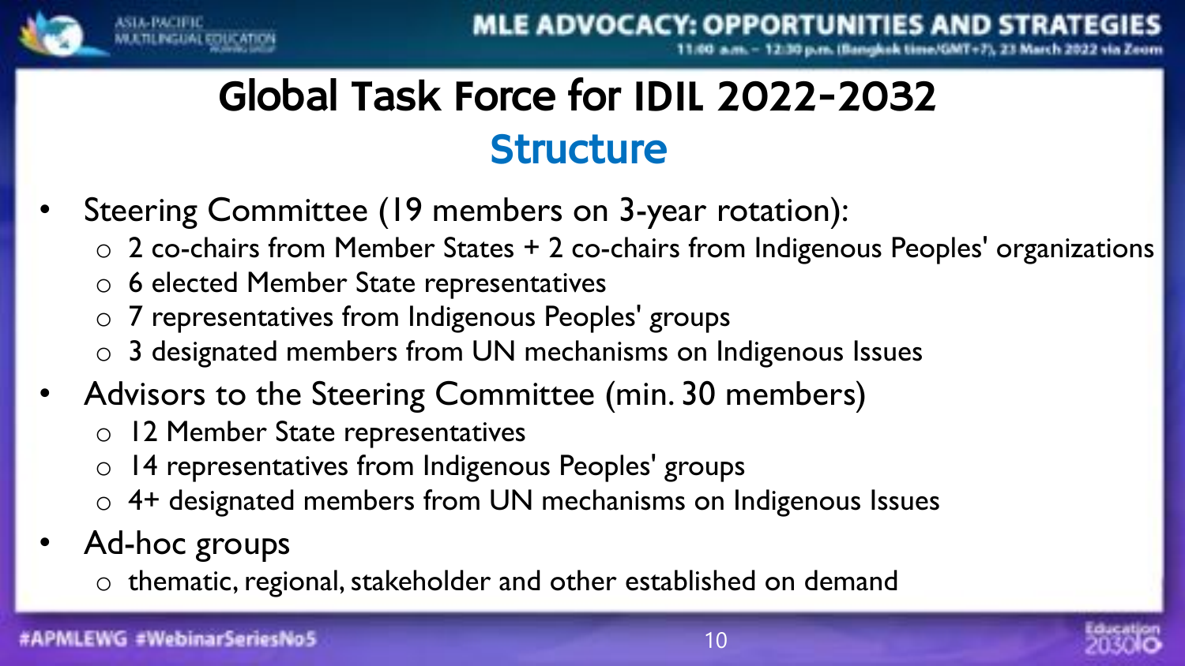# Global Task Force for IDIL 2022-2032

## Structure

- Steering Committee (19 members on 3-year rotation):
  - 2 co-chairs from Member States + 2 co-chairs from Indigenous Peoples' organizations
  - 6 elected Member State representatives
  - 7 representatives from Indigenous Peoples' groups
  - 3 designated members from UN mechanisms on Indigenous Issues
- Advisors to the Steering Committee (min. 30 members)
  - 12 Member State representatives
  - 14 representatives from Indigenous Peoples' groups
  - 4+ designated members from UN mechanisms on Indigenous Issues
- Ad-hoc groups
  - thematic, regional, stakeholder and other established on demand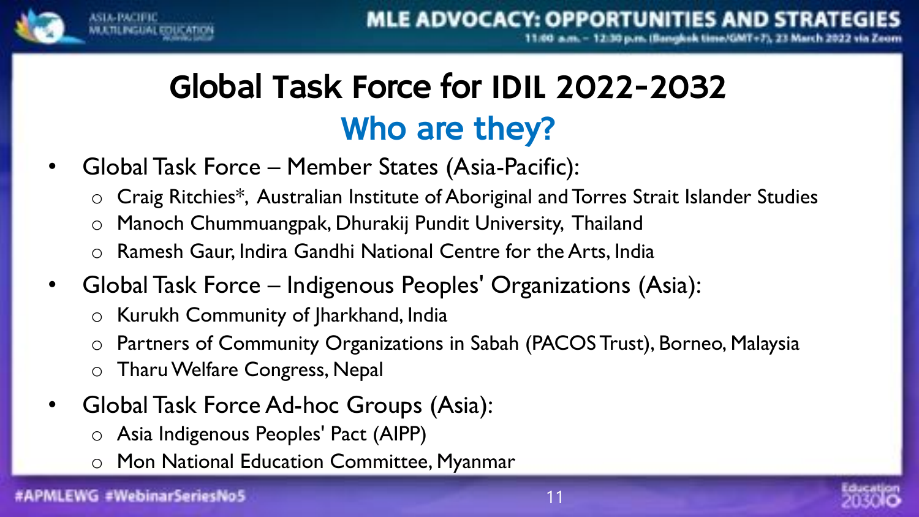# Global Task Force for IDIL 2022-2032

## Who are they?

- Global Task Force – Member States (Asia-Pacific):
  - Craig Ritchies*, Australian Institute of Aboriginal and Torres Strait Islander Studies
  - Manoch Chummuangpak, Dhurakij Pundit University, Thailand
  - Ramesh Gaur, Indira Gandhi National Centre for the Arts, India
- Global Task Force – Indigenous Peoples' Organizations (Asia):
  - Kurukh Community of Jharkhand, India
  - Partners of Community Organizations in Sabah (PACOS Trust), Borneo, Malaysia
  - Tharu Welfare Congress, Nepal
- Global Task Force Ad-hoc Groups (Asia):
  - Asia Indigenous Peoples' Pact (AIPP)
  - Mon National Education Committee, Myanmar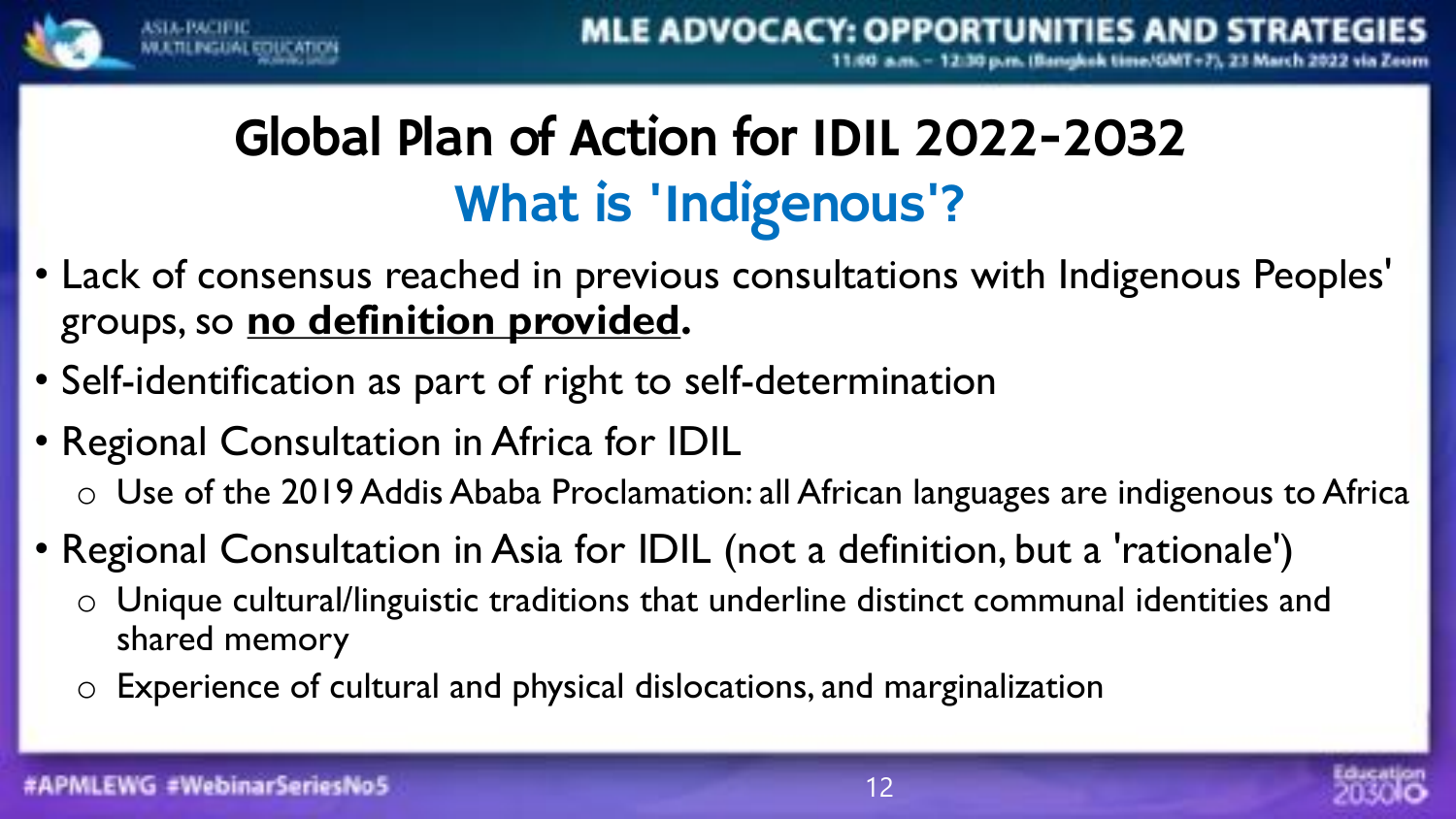# Global Plan of Action for IDIL 2022-2032

## What is 'Indigenous'?

- Lack of consensus reached in previous consultations with Indigenous Peoples' groups, so **no definition provided.**
- Self-identification as part of right to self-determination
- Regional Consultation in Africa for IDIL
  - Use of the 2019 Addis Ababa Proclamation: all African languages are indigenous to Africa
- Regional Consultation in Asia for IDIL (not a definition, but a 'rationale')
  - Unique cultural/linguistic traditions that underline distinct communal identities and shared memory
  - Experience of cultural and physical dislocations, and marginalization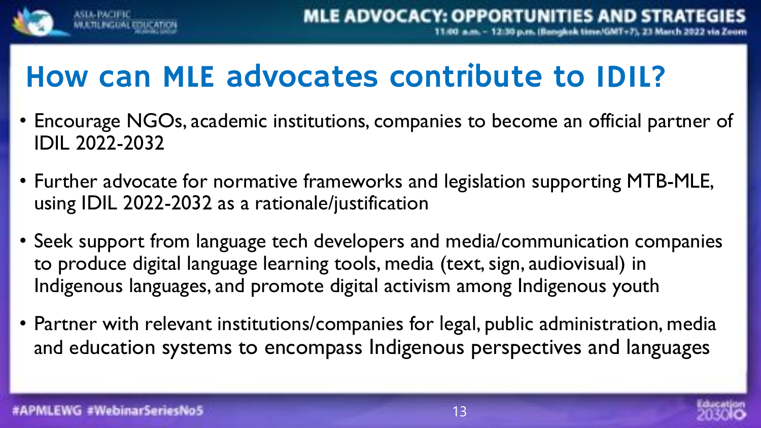# How can MLE advocates contribute to IDIL?

- Encourage NGOs, academic institutions, companies to become an official partner of IDIL 2022-2032
- Further advocate for normative frameworks and legislation supporting MTB-MLE, using IDIL 2022-2032 as a rationale/justification
- Seek support from language tech developers and media/communication companies to produce digital language learning tools, media (text, sign, audiovisual) in Indigenous languages, and promote digital activism among Indigenous youth
- Partner with relevant institutions/companies for legal, public administration, media and education systems to encompass Indigenous perspectives and languages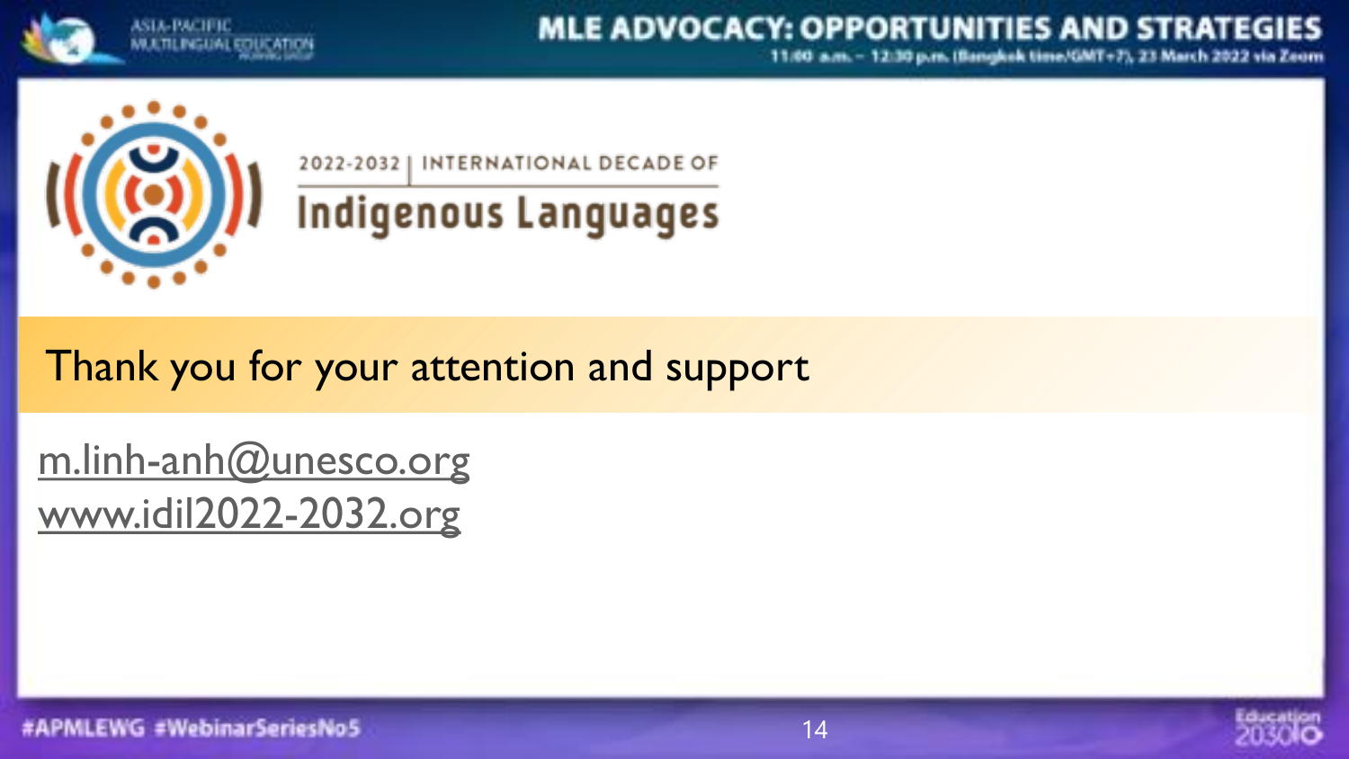2022-2032 | INTERNATIONAL DECADE OF

Indigenous Languages

Thank you for your attention and support

m.linh-anh@unesco.org
www.idil2022-2032.org